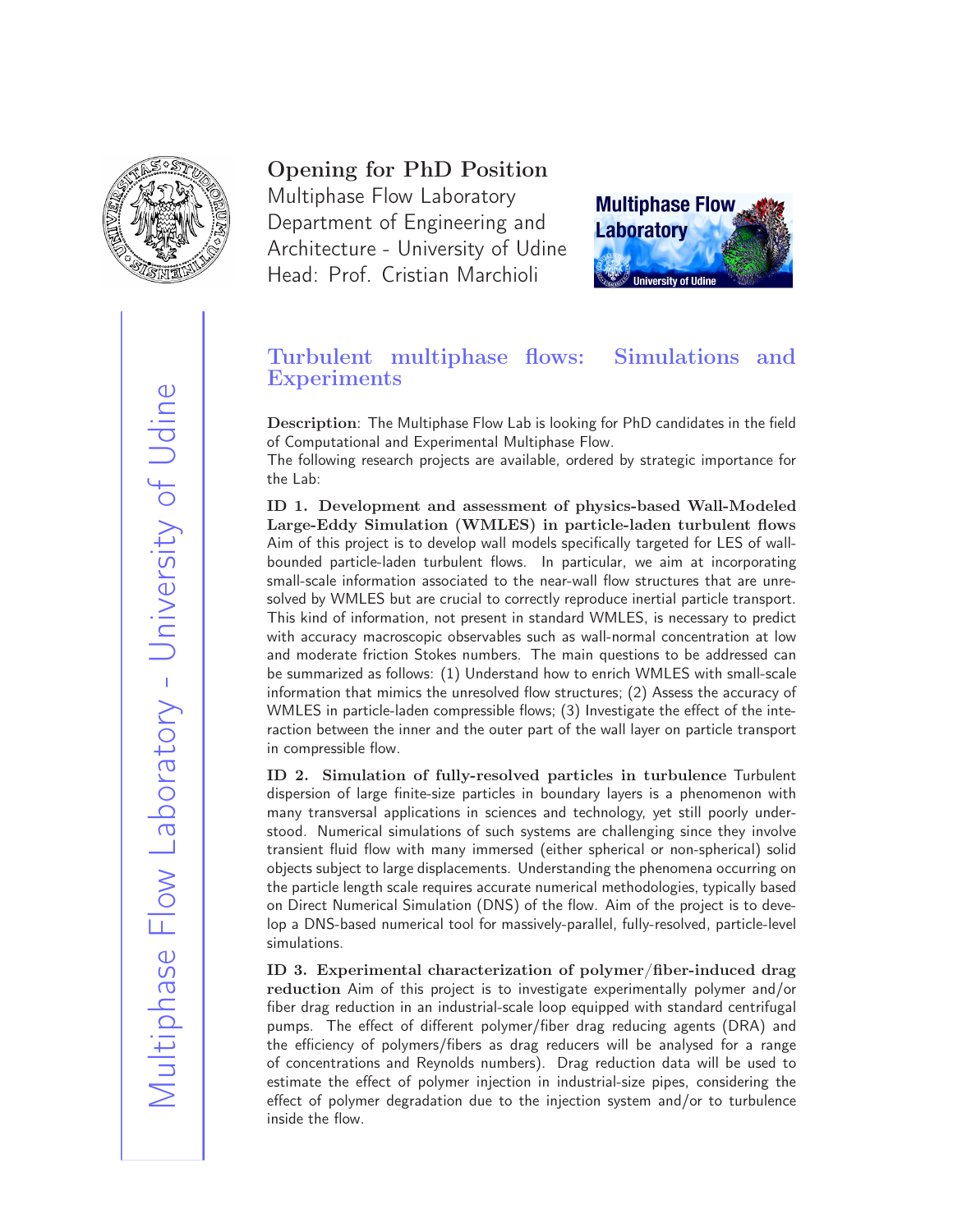**Opening for PhD Position**

Multiphase Flow Laboratory
Department of Engineering and Architecture - University of Udine
Head: Prof. Cristian Marchioli

Multiphase Flow Laboratory - University of Udine

## Turbulent multiphase flows: Simulations and Experiments

**Description**: The Multiphase Flow Lab is looking for PhD candidates in the field of Computational and Experimental Multiphase Flow.
The following research projects are available, ordered by strategic importance for the Lab:

**ID 1. Development and assessment of physics-based Wall-Modeled Large-Eddy Simulation (WMLES) in particle-laden turbulent flows** Aim of this project is to develop wall models specifically targeted for LES of wall-bounded particle-laden turbulent flows. In particular, we aim at incorporating small-scale information associated to the near-wall flow structures that are unresolved by WMLES but are crucial to correctly reproduce inertial particle transport. This kind of information, not present in standard WMLES, is necessary to predict with accuracy macroscopic observables such as wall-normal concentration at low and moderate friction Stokes numbers. The main questions to be addressed can be summarized as follows: (1) Understand how to enrich WMLES with small-scale information that mimics the unresolved flow structures; (2) Assess the accuracy of WMLES in particle-laden compressible flows; (3) Investigate the effect of the interaction between the inner and the outer part of the wall layer on particle transport in compressible flow.

**ID 2. Simulation of fully-resolved particles in turbulence** Turbulent dispersion of large finite-size particles in boundary layers is a phenomenon with many transversal applications in sciences and technology, yet still poorly understood. Numerical simulations of such systems are challenging since they involve transient fluid flow with many immersed (either spherical or non-spherical) solid objects subject to large displacements. Understanding the phenomena occurring on the particle length scale requires accurate numerical methodologies, typically based on Direct Numerical Simulation (DNS) of the flow. Aim of the project is to develop a DNS-based numerical tool for massively-parallel, fully-resolved, particle-level simulations.

**ID 3. Experimental characterization of polymer/fiber-induced drag reduction** Aim of this project is to investigate experimentally polymer and/or fiber drag reduction in an industrial-scale loop equipped with standard centrifugal pumps. The effect of different polymer/fiber drag reducing agents (DRA) and the efficiency of polymers/fibers as drag reducers will be analysed for a range of concentrations and Reynolds numbers). Drag reduction data will be used to estimate the effect of polymer injection in industrial-size pipes, considering the effect of polymer degradation due to the injection system and/or to turbulence inside the flow.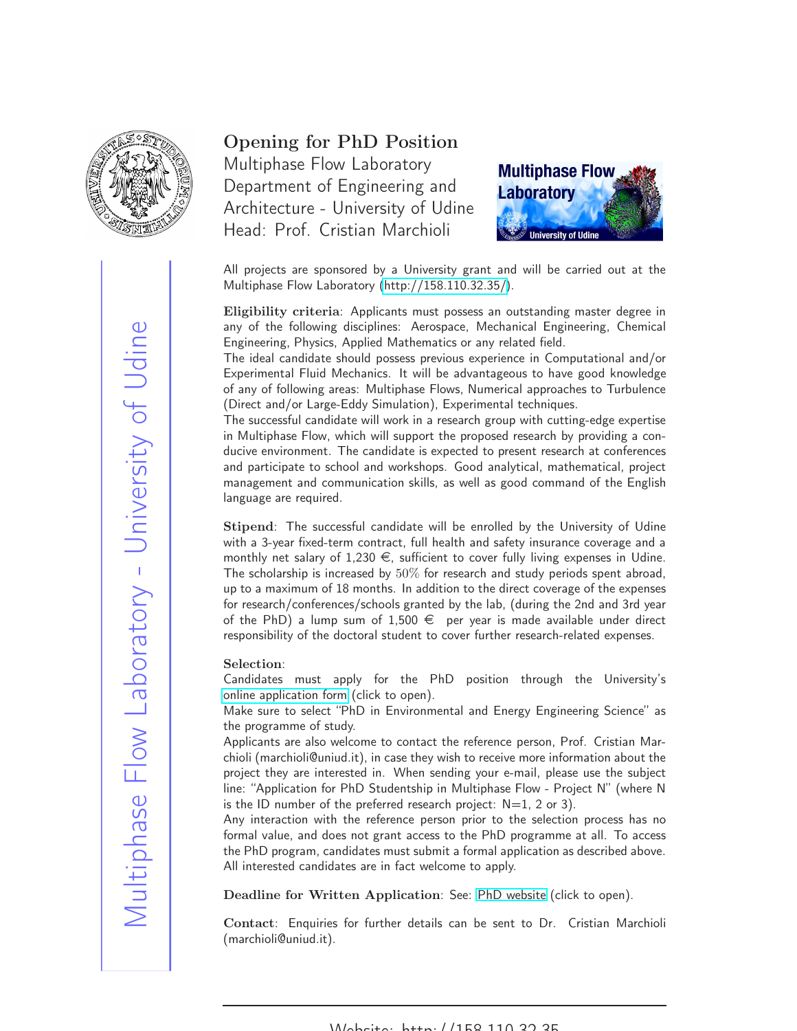# Opening for PhD Position

Multiphase Flow Laboratory
Department of Engineering and Architecture - University of Udine
Head: Prof. Cristian Marchioli

Multiphase Flow Laboratory - University of Udine

All projects are sponsored by a University grant and will be carried out at the Multiphase Flow Laboratory (http://158.110.32.35/).

**Eligibility criteria**: Applicants must possess an outstanding master degree in any of the following disciplines: Aerospace, Mechanical Engineering, Chemical Engineering, Physics, Applied Mathematics or any related field.
The ideal candidate should possess previous experience in Computational and/or Experimental Fluid Mechanics. It will be advantageous to have good knowledge of any of following areas: Multiphase Flows, Numerical approaches to Turbulence (Direct and/or Large-Eddy Simulation), Experimental techniques.
The successful candidate will work in a research group with cutting-edge expertise in Multiphase Flow, which will support the proposed research by providing a conducive environment. The candidate is expected to present research at conferences and participate to school and workshops. Good analytical, mathematical, project management and communication skills, as well as good command of the English language are required.

**Stipend**: The successful candidate will be enrolled by the University of Udine with a 3-year fixed-term contract, full health and safety insurance coverage and a monthly net salary of 1,230 €, sufficient to cover fully living expenses in Udine. The scholarship is increased by 50% for research and study periods spent abroad, up to a maximum of 18 months. In addition to the direct coverage of the expenses for research/conferences/schools granted by the lab, (during the 2nd and 3rd year of the PhD) a lump sum of 1,500 € per year is made available under direct responsibility of the doctoral student to cover further research-related expenses.

**Selection**:
Candidates must apply for the PhD position through the University's online application form (click to open).
Make sure to select "PhD in Environmental and Energy Engineering Science" as the programme of study.
Applicants are also welcome to contact the reference person, Prof. Cristian Marchioli (marchioli@uniud.it), in case they wish to receive more information about the project they are interested in. When sending your e-mail, please use the subject line: "Application for PhD Studentship in Multiphase Flow - Project N" (where N is the ID number of the preferred research project: N=1, 2 or 3).
Any interaction with the reference person prior to the selection process has no formal value, and does not grant access to the PhD programme at all. To access the PhD program, candidates must submit a formal application as described above. All interested candidates are in fact welcome to apply.

**Deadline for Written Application**: See: PhD website (click to open).

**Contact**: Enquiries for further details can be sent to Dr. Cristian Marchioli (marchioli@uniud.it).